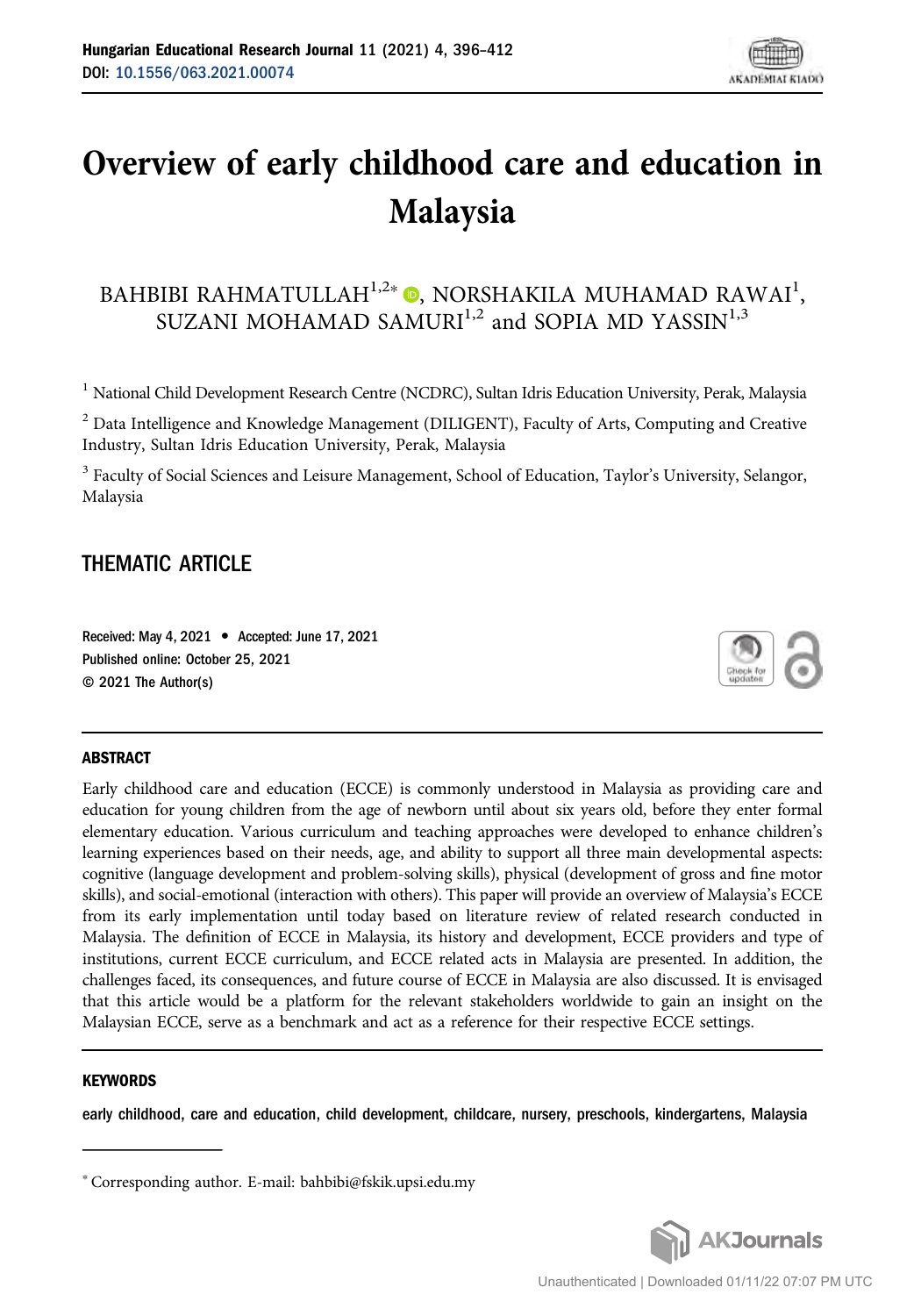# Overview of early childhood care and education in Malaysia

BAHBIBI RAHMATULLAH[1,2*], NORSHAKILA MUHAMAD RAWAI[1], SUZANI MOHAMAD SAMURI[1,2] and SOPIA MD YASSIN[1,3]

[1] National Child Development Research Centre (NCDRC), Sultan Idris Education University, Perak, Malaysia

[2] Data Intelligence and Knowledge Management (DILIGENT), Faculty of Arts, Computing and Creative Industry, Sultan Idris Education University, Perak, Malaysia

[3] Faculty of Social Sciences and Leisure Management, School of Education, Taylor's University, Selangor, Malaysia

## THEMATIC ARTICLE

Received: May 4, 2021 • Accepted: June 17, 2021
Published online: October 25, 2021
© 2021 The Author(s)

### ABSTRACT

Early childhood care and education (ECCE) is commonly understood in Malaysia as providing care and education for young children from the age of newborn until about six years old, before they enter formal elementary education. Various curriculum and teaching approaches were developed to enhance children's learning experiences based on their needs, age, and ability to support all three main developmental aspects: cognitive (language development and problem-solving skills), physical (development of gross and fine motor skills), and social-emotional (interaction with others). This paper will provide an overview of Malaysia's ECCE from its early implementation until today based on literature review of related research conducted in Malaysia. The definition of ECCE in Malaysia, its history and development, ECCE providers and type of institutions, current ECCE curriculum, and ECCE related acts in Malaysia are presented. In addition, the challenges faced, its consequences, and future course of ECCE in Malaysia are also discussed. It is envisaged that this article would be a platform for the relevant stakeholders worldwide to gain an insight on the Malaysian ECCE, serve as a benchmark and act as a reference for their respective ECCE settings.

### KEYWORDS

early childhood, care and education, child development, childcare, nursery, preschools, kindergartens, Malaysia

[*] Corresponding author. E-mail: bahbibi@fskik.upsi.edu.my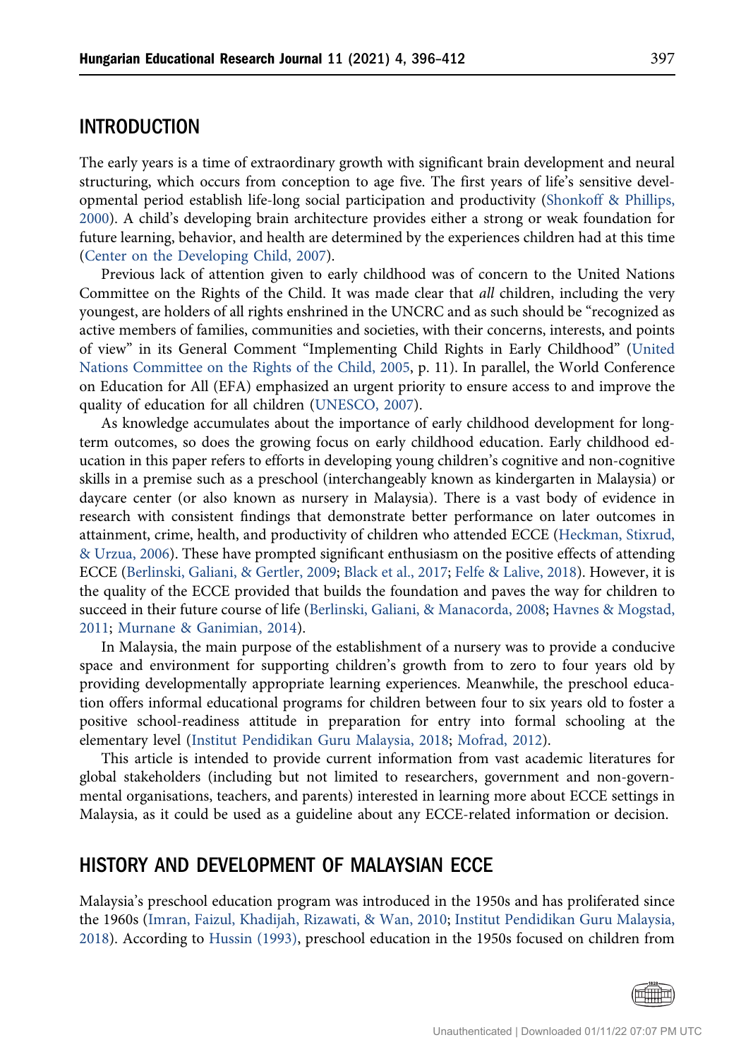## INTRODUCTION

The early years is a time of extraordinary growth with significant brain development and neural structuring, which occurs from conception to age five. The first years of life's sensitive developmental period establish life-long social participation and productivity (Shonkoff & Phillips, 2000). A child's developing brain architecture provides either a strong or weak foundation for future learning, behavior, and health are determined by the experiences children had at this time (Center on the Developing Child, 2007).

Previous lack of attention given to early childhood was of concern to the United Nations Committee on the Rights of the Child. It was made clear that *all* children, including the very youngest, are holders of all rights enshrined in the UNCRC and as such should be "recognized as active members of families, communities and societies, with their concerns, interests, and points of view" in its General Comment "Implementing Child Rights in Early Childhood" (United Nations Committee on the Rights of the Child, 2005, p. 11). In parallel, the World Conference on Education for All (EFA) emphasized an urgent priority to ensure access to and improve the quality of education for all children (UNESCO, 2007).

As knowledge accumulates about the importance of early childhood development for long-term outcomes, so does the growing focus on early childhood education. Early childhood education in this paper refers to efforts in developing young children's cognitive and non-cognitive skills in a premise such as a preschool (interchangeably known as kindergarten in Malaysia) or daycare center (or also known as nursery in Malaysia). There is a vast body of evidence in research with consistent findings that demonstrate better performance on later outcomes in attainment, crime, health, and productivity of children who attended ECCE (Heckman, Stixrud, & Urzua, 2006). These have prompted significant enthusiasm on the positive effects of attending ECCE (Berlinski, Galiani, & Gertler, 2009; Black et al., 2017; Felfe & Lalive, 2018). However, it is the quality of the ECCE provided that builds the foundation and paves the way for children to succeed in their future course of life (Berlinski, Galiani, & Manacorda, 2008; Havnes & Mogstad, 2011; Murnane & Ganimian, 2014).

In Malaysia, the main purpose of the establishment of a nursery was to provide a conducive space and environment for supporting children's growth from to zero to four years old by providing developmentally appropriate learning experiences. Meanwhile, the preschool education offers informal educational programs for children between four to six years old to foster a positive school-readiness attitude in preparation for entry into formal schooling at the elementary level (Institut Pendidikan Guru Malaysia, 2018; Mofrad, 2012).

This article is intended to provide current information from vast academic literatures for global stakeholders (including but not limited to researchers, government and non-governmental organisations, teachers, and parents) interested in learning more about ECCE settings in Malaysia, as it could be used as a guideline about any ECCE-related information or decision.

## HISTORY AND DEVELOPMENT OF MALAYSIAN ECCE

Malaysia's preschool education program was introduced in the 1950s and has proliferated since the 1960s (Imran, Faizul, Khadijah, Rizawati, & Wan, 2010; Institut Pendidikan Guru Malaysia, 2018). According to Hussin (1993), preschool education in the 1950s focused on children from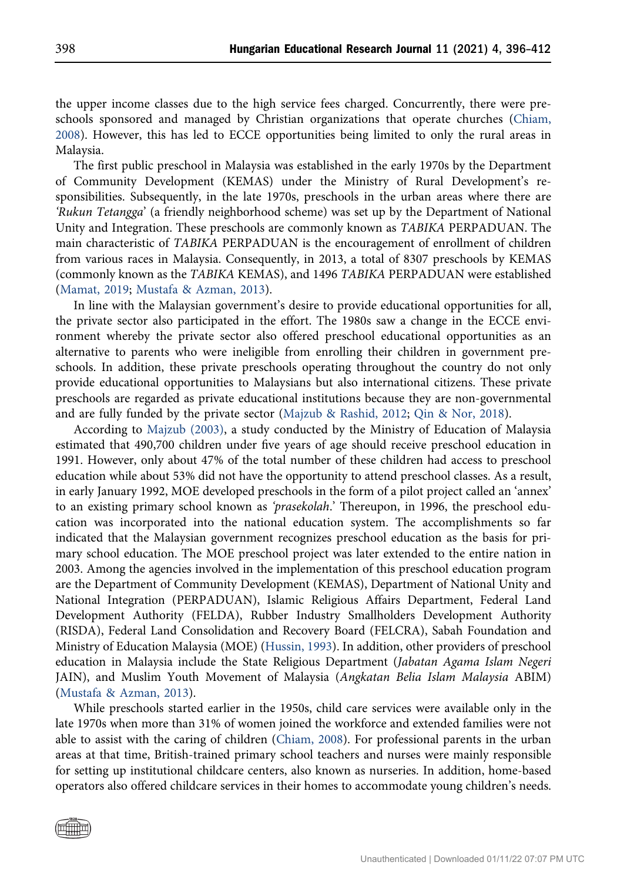the upper income classes due to the high service fees charged. Concurrently, there were preschools sponsored and managed by Christian organizations that operate churches (Chiam, 2008). However, this has led to ECCE opportunities being limited to only the rural areas in Malaysia.

The first public preschool in Malaysia was established in the early 1970s by the Department of Community Development (KEMAS) under the Ministry of Rural Development's responsibilities. Subsequently, in the late 1970s, preschools in the urban areas where there are *'Rukun Tetangga'* (a friendly neighborhood scheme) was set up by the Department of National Unity and Integration. These preschools are commonly known as *TABIKA* PERPADUAN. The main characteristic of *TABIKA* PERPADUAN is the encouragement of enrollment of children from various races in Malaysia. Consequently, in 2013, a total of 8307 preschools by KEMAS (commonly known as the *TABIKA* KEMAS), and 1496 *TABIKA* PERPADUAN were established (Mamat, 2019; Mustafa & Azman, 2013).

In line with the Malaysian government's desire to provide educational opportunities for all, the private sector also participated in the effort. The 1980s saw a change in the ECCE environment whereby the private sector also offered preschool educational opportunities as an alternative to parents who were ineligible from enrolling their children in government preschools. In addition, these private preschools operating throughout the country do not only provide educational opportunities to Malaysians but also international citizens. These private preschools are regarded as private educational institutions because they are non-governmental and are fully funded by the private sector (Majzub & Rashid, 2012; Qin & Nor, 2018).

According to Majzub (2003), a study conducted by the Ministry of Education of Malaysia estimated that 490,700 children under five years of age should receive preschool education in 1991. However, only about 47% of the total number of these children had access to preschool education while about 53% did not have the opportunity to attend preschool classes. As a result, in early January 1992, MOE developed preschools in the form of a pilot project called an 'annex' to an existing primary school known as *'prasekolah.'* Thereupon, in 1996, the preschool education was incorporated into the national education system. The accomplishments so far indicated that the Malaysian government recognizes preschool education as the basis for primary school education. The MOE preschool project was later extended to the entire nation in 2003. Among the agencies involved in the implementation of this preschool education program are the Department of Community Development (KEMAS), Department of National Unity and National Integration (PERPADUAN), Islamic Religious Affairs Department, Federal Land Development Authority (FELDA), Rubber Industry Smallholders Development Authority (RISDA), Federal Land Consolidation and Recovery Board (FELCRA), Sabah Foundation and Ministry of Education Malaysia (MOE) (Hussin, 1993). In addition, other providers of preschool education in Malaysia include the State Religious Department (*Jabatan Agama Islam Negeri* JAIN), and Muslim Youth Movement of Malaysia (*Angkatan Belia Islam Malaysia* ABIM) (Mustafa & Azman, 2013).

While preschools started earlier in the 1950s, child care services were available only in the late 1970s when more than 31% of women joined the workforce and extended families were not able to assist with the caring of children (Chiam, 2008). For professional parents in the urban areas at that time, British-trained primary school teachers and nurses were mainly responsible for setting up institutional childcare centers, also known as nurseries. In addition, home-based operators also offered childcare services in their homes to accommodate young children's needs.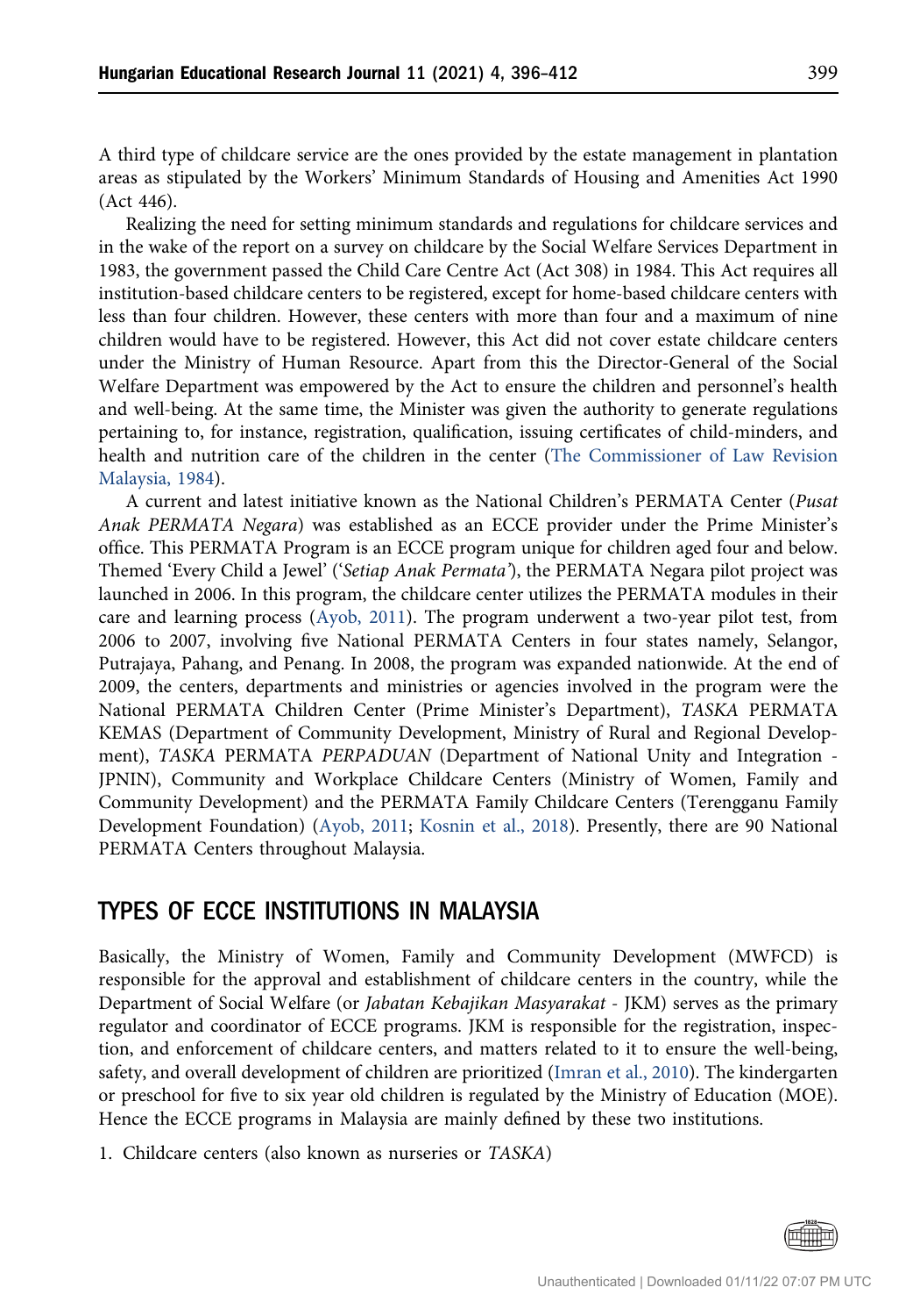A third type of childcare service are the ones provided by the estate management in plantation areas as stipulated by the Workers' Minimum Standards of Housing and Amenities Act 1990 (Act 446).

Realizing the need for setting minimum standards and regulations for childcare services and in the wake of the report on a survey on childcare by the Social Welfare Services Department in 1983, the government passed the Child Care Centre Act (Act 308) in 1984. This Act requires all institution-based childcare centers to be registered, except for home-based childcare centers with less than four children. However, these centers with more than four and a maximum of nine children would have to be registered. However, this Act did not cover estate childcare centers under the Ministry of Human Resource. Apart from this the Director-General of the Social Welfare Department was empowered by the Act to ensure the children and personnel's health and well-being. At the same time, the Minister was given the authority to generate regulations pertaining to, for instance, registration, qualification, issuing certificates of child-minders, and health and nutrition care of the children in the center (The Commissioner of Law Revision Malaysia, 1984).

A current and latest initiative known as the National Children's PERMATA Center (*Pusat Anak PERMATA Negara*) was established as an ECCE provider under the Prime Minister's office. This PERMATA Program is an ECCE program unique for children aged four and below. Themed 'Every Child a Jewel' ('*Setiap Anak Permata*'), the PERMATA Negara pilot project was launched in 2006. In this program, the childcare center utilizes the PERMATA modules in their care and learning process (Ayob, 2011). The program underwent a two-year pilot test, from 2006 to 2007, involving five National PERMATA Centers in four states namely, Selangor, Putrajaya, Pahang, and Penang. In 2008, the program was expanded nationwide. At the end of 2009, the centers, departments and ministries or agencies involved in the program were the National PERMATA Children Center (Prime Minister's Department), *TASKA* PERMATA KEMAS (Department of Community Development, Ministry of Rural and Regional Development), *TASKA* PERMATA *PERPADUAN* (Department of National Unity and Integration - JPNIN), Community and Workplace Childcare Centers (Ministry of Women, Family and Community Development) and the PERMATA Family Childcare Centers (Terengganu Family Development Foundation) (Ayob, 2011; Kosnin et al., 2018). Presently, there are 90 National PERMATA Centers throughout Malaysia.

## TYPES OF ECCE INSTITUTIONS IN MALAYSIA

Basically, the Ministry of Women, Family and Community Development (MWFCD) is responsible for the approval and establishment of childcare centers in the country, while the Department of Social Welfare (or *Jabatan Kebajikan Masyarakat* - JKM) serves as the primary regulator and coordinator of ECCE programs. JKM is responsible for the registration, inspection, and enforcement of childcare centers, and matters related to it to ensure the well-being, safety, and overall development of children are prioritized (Imran et al., 2010). The kindergarten or preschool for five to six year old children is regulated by the Ministry of Education (MOE). Hence the ECCE programs in Malaysia are mainly defined by these two institutions.

1. Childcare centers (also known as nurseries or *TASKA*)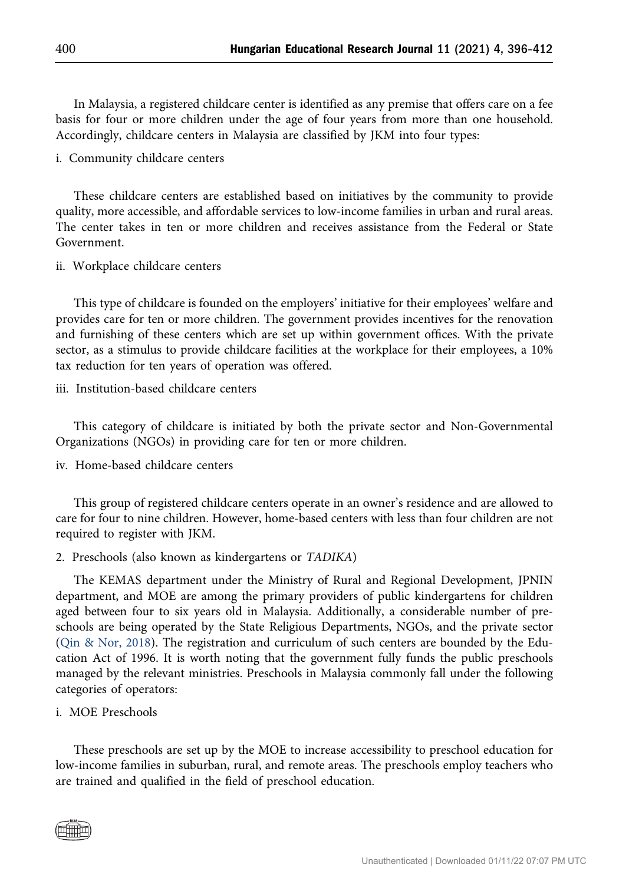In Malaysia, a registered childcare center is identified as any premise that offers care on a fee basis for four or more children under the age of four years from more than one household. Accordingly, childcare centers in Malaysia are classified by JKM into four types:

i. Community childcare centers

These childcare centers are established based on initiatives by the community to provide quality, more accessible, and affordable services to low-income families in urban and rural areas. The center takes in ten or more children and receives assistance from the Federal or State Government.

ii. Workplace childcare centers

This type of childcare is founded on the employers' initiative for their employees' welfare and provides care for ten or more children. The government provides incentives for the renovation and furnishing of these centers which are set up within government offices. With the private sector, as a stimulus to provide childcare facilities at the workplace for their employees, a 10% tax reduction for ten years of operation was offered.

iii. Institution-based childcare centers

This category of childcare is initiated by both the private sector and Non-Governmental Organizations (NGOs) in providing care for ten or more children.

iv. Home-based childcare centers

This group of registered childcare centers operate in an owner's residence and are allowed to care for four to nine children. However, home-based centers with less than four children are not required to register with JKM.

2. Preschools (also known as kindergartens or *TADIKA*)

The KEMAS department under the Ministry of Rural and Regional Development, JPNIN department, and MOE are among the primary providers of public kindergartens for children aged between four to six years old in Malaysia. Additionally, a considerable number of preschools are being operated by the State Religious Departments, NGOs, and the private sector (Qin & Nor, 2018). The registration and curriculum of such centers are bounded by the Education Act of 1996. It is worth noting that the government fully funds the public preschools managed by the relevant ministries. Preschools in Malaysia commonly fall under the following categories of operators:

i. MOE Preschools

These preschools are set up by the MOE to increase accessibility to preschool education for low-income families in suburban, rural, and remote areas. The preschools employ teachers who are trained and qualified in the field of preschool education.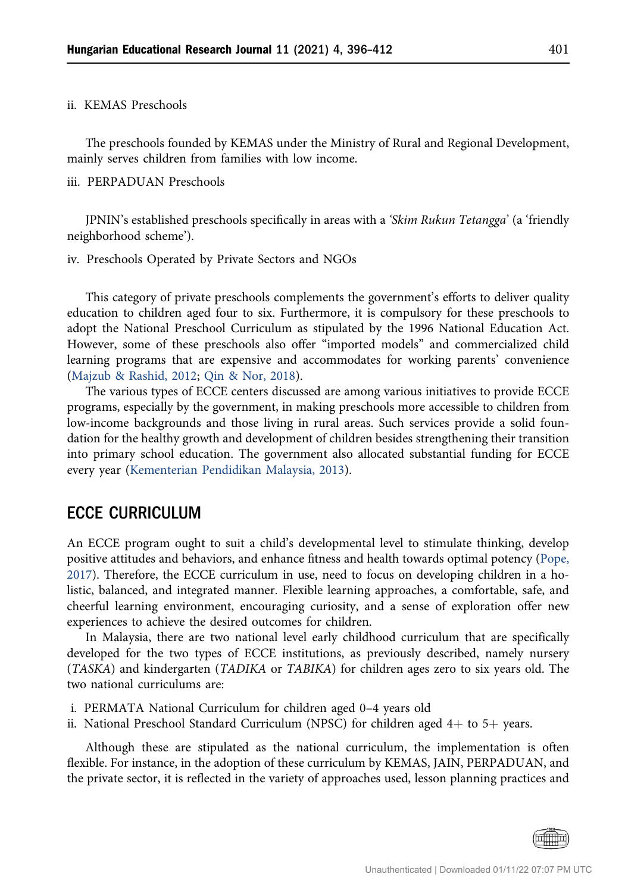ii. KEMAS Preschools

The preschools founded by KEMAS under the Ministry of Rural and Regional Development, mainly serves children from families with low income.

iii. PERPADUAN Preschools

JPNIN's established preschools specifically in areas with a '*Skim Rukun Tetangga*' (a 'friendly neighborhood scheme').

iv. Preschools Operated by Private Sectors and NGOs

This category of private preschools complements the government's efforts to deliver quality education to children aged four to six. Furthermore, it is compulsory for these preschools to adopt the National Preschool Curriculum as stipulated by the 1996 National Education Act. However, some of these preschools also offer "imported models" and commercialized child learning programs that are expensive and accommodates for working parents' convenience (Majzub & Rashid, 2012; Qin & Nor, 2018).

The various types of ECCE centers discussed are among various initiatives to provide ECCE programs, especially by the government, in making preschools more accessible to children from low-income backgrounds and those living in rural areas. Such services provide a solid foundation for the healthy growth and development of children besides strengthening their transition into primary school education. The government also allocated substantial funding for ECCE every year (Kementerian Pendidikan Malaysia, 2013).

## ECCE CURRICULUM

An ECCE program ought to suit a child's developmental level to stimulate thinking, develop positive attitudes and behaviors, and enhance fitness and health towards optimal potency (Pope, 2017). Therefore, the ECCE curriculum in use, need to focus on developing children in a holistic, balanced, and integrated manner. Flexible learning approaches, a comfortable, safe, and cheerful learning environment, encouraging curiosity, and a sense of exploration offer new experiences to achieve the desired outcomes for children.

In Malaysia, there are two national level early childhood curriculum that are specifically developed for the two types of ECCE institutions, as previously described, namely nursery (*TASKA*) and kindergarten (*TADIKA* or *TABIKA*) for children ages zero to six years old. The two national curriculums are:

i. PERMATA National Curriculum for children aged 0–4 years old
ii. National Preschool Standard Curriculum (NPSC) for children aged 4+ to 5+ years.

Although these are stipulated as the national curriculum, the implementation is often flexible. For instance, in the adoption of these curriculum by KEMAS, JAIN, PERPADUAN, and the private sector, it is reflected in the variety of approaches used, lesson planning practices and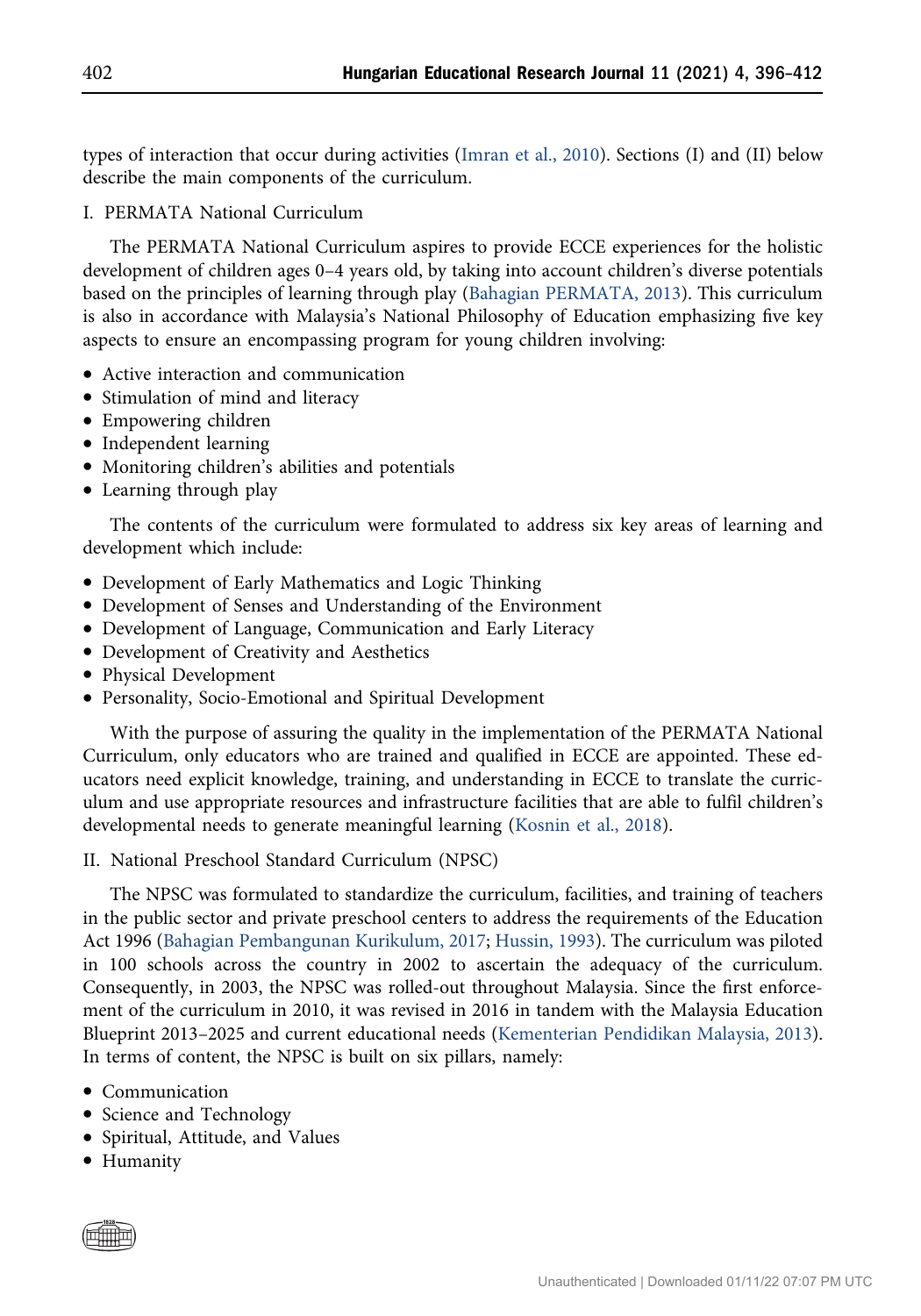types of interaction that occur during activities (Imran et al., 2010). Sections (I) and (II) below describe the main components of the curriculum.

I. PERMATA National Curriculum

The PERMATA National Curriculum aspires to provide ECCE experiences for the holistic development of children ages 0–4 years old, by taking into account children's diverse potentials based on the principles of learning through play (Bahagian PERMATA, 2013). This curriculum is also in accordance with Malaysia's National Philosophy of Education emphasizing five key aspects to ensure an encompassing program for young children involving:

- Active interaction and communication
- Stimulation of mind and literacy
- Empowering children
- Independent learning
- Monitoring children's abilities and potentials
- Learning through play

The contents of the curriculum were formulated to address six key areas of learning and development which include:

- Development of Early Mathematics and Logic Thinking
- Development of Senses and Understanding of the Environment
- Development of Language, Communication and Early Literacy
- Development of Creativity and Aesthetics
- Physical Development
- Personality, Socio-Emotional and Spiritual Development

With the purpose of assuring the quality in the implementation of the PERMATA National Curriculum, only educators who are trained and qualified in ECCE are appointed. These educators need explicit knowledge, training, and understanding in ECCE to translate the curriculum and use appropriate resources and infrastructure facilities that are able to fulfil children's developmental needs to generate meaningful learning (Kosnin et al., 2018).

II. National Preschool Standard Curriculum (NPSC)

The NPSC was formulated to standardize the curriculum, facilities, and training of teachers in the public sector and private preschool centers to address the requirements of the Education Act 1996 (Bahagian Pembangunan Kurikulum, 2017; Hussin, 1993). The curriculum was piloted in 100 schools across the country in 2002 to ascertain the adequacy of the curriculum. Consequently, in 2003, the NPSC was rolled-out throughout Malaysia. Since the first enforcement of the curriculum in 2010, it was revised in 2016 in tandem with the Malaysia Education Blueprint 2013–2025 and current educational needs (Kementerian Pendidikan Malaysia, 2013). In terms of content, the NPSC is built on six pillars, namely:

- Communication
- Science and Technology
- Spiritual, Attitude, and Values
- Humanity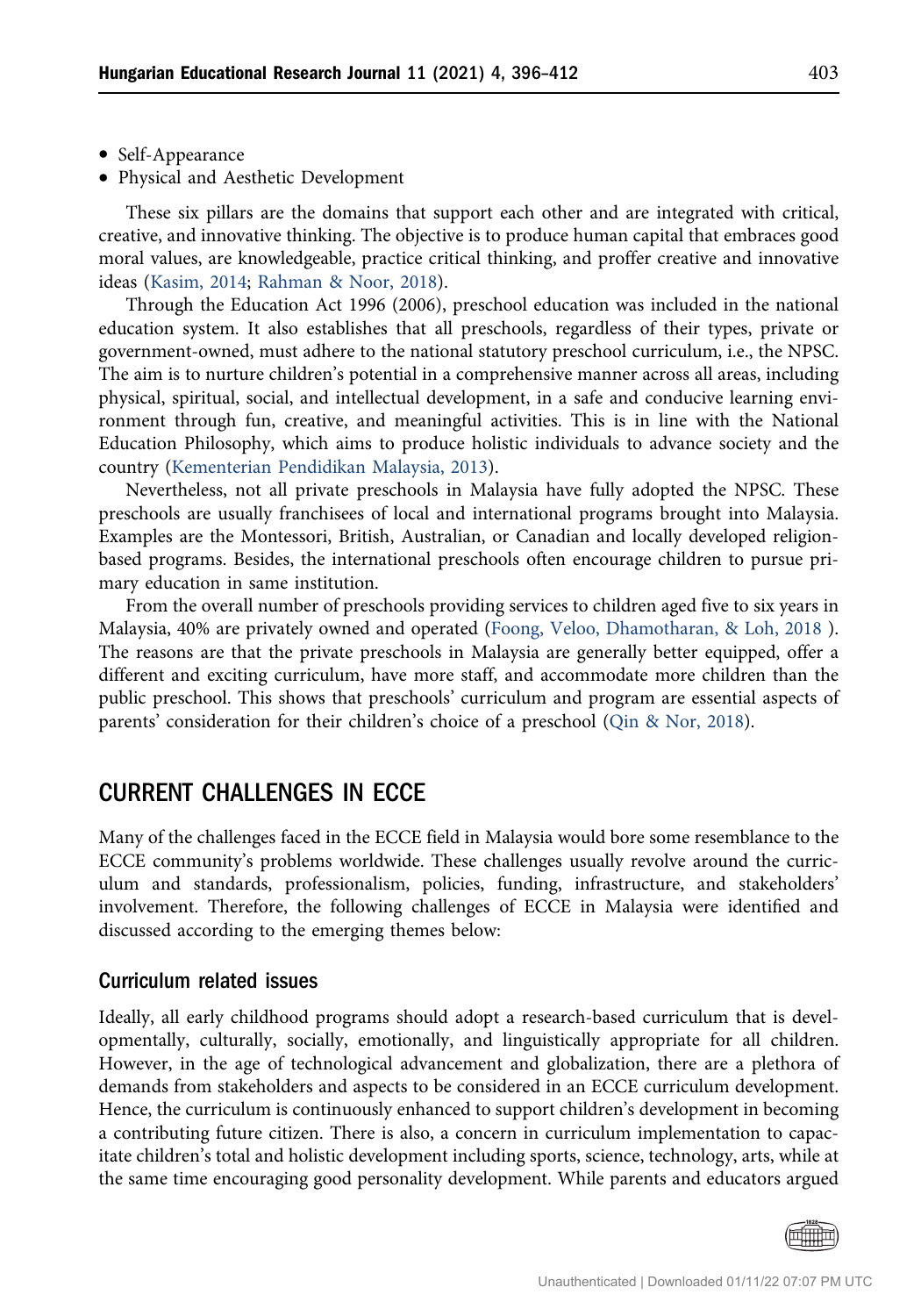- Self-Appearance
- Physical and Aesthetic Development

These six pillars are the domains that support each other and are integrated with critical, creative, and innovative thinking. The objective is to produce human capital that embraces good moral values, are knowledgeable, practice critical thinking, and proffer creative and innovative ideas (Kasim, 2014; Rahman & Noor, 2018).

Through the Education Act 1996 (2006), preschool education was included in the national education system. It also establishes that all preschools, regardless of their types, private or government-owned, must adhere to the national statutory preschool curriculum, i.e., the NPSC. The aim is to nurture children's potential in a comprehensive manner across all areas, including physical, spiritual, social, and intellectual development, in a safe and conducive learning environment through fun, creative, and meaningful activities. This is in line with the National Education Philosophy, which aims to produce holistic individuals to advance society and the country (Kementerian Pendidikan Malaysia, 2013).

Nevertheless, not all private preschools in Malaysia have fully adopted the NPSC. These preschools are usually franchisees of local and international programs brought into Malaysia. Examples are the Montessori, British, Australian, or Canadian and locally developed religion-based programs. Besides, the international preschools often encourage children to pursue primary education in same institution.

From the overall number of preschools providing services to children aged five to six years in Malaysia, 40% are privately owned and operated (Foong, Veloo, Dhamotharan, & Loh, 2018 ). The reasons are that the private preschools in Malaysia are generally better equipped, offer a different and exciting curriculum, have more staff, and accommodate more children than the public preschool. This shows that preschools' curriculum and program are essential aspects of parents' consideration for their children's choice of a preschool (Qin & Nor, 2018).

## CURRENT CHALLENGES IN ECCE

Many of the challenges faced in the ECCE field in Malaysia would bore some resemblance to the ECCE community's problems worldwide. These challenges usually revolve around the curriculum and standards, professionalism, policies, funding, infrastructure, and stakeholders' involvement. Therefore, the following challenges of ECCE in Malaysia were identified and discussed according to the emerging themes below:

### Curriculum related issues

Ideally, all early childhood programs should adopt a research-based curriculum that is developmentally, culturally, socially, emotionally, and linguistically appropriate for all children. However, in the age of technological advancement and globalization, there are a plethora of demands from stakeholders and aspects to be considered in an ECCE curriculum development. Hence, the curriculum is continuously enhanced to support children's development in becoming a contributing future citizen. There is also, a concern in curriculum implementation to capacitate children's total and holistic development including sports, science, technology, arts, while at the same time encouraging good personality development. While parents and educators argued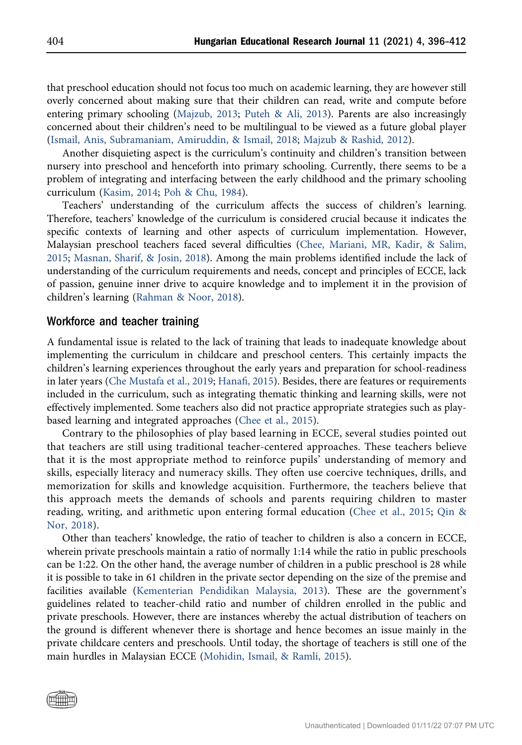that preschool education should not focus too much on academic learning, they are however still overly concerned about making sure that their children can read, write and compute before entering primary schooling (Majzub, 2013; Puteh & Ali, 2013). Parents are also increasingly concerned about their children's need to be multilingual to be viewed as a future global player (Ismail, Anis, Subramaniam, Amiruddin, & Ismail, 2018; Majzub & Rashid, 2012).

Another disquieting aspect is the curriculum's continuity and children's transition between nursery into preschool and henceforth into primary schooling. Currently, there seems to be a problem of integrating and interfacing between the early childhood and the primary schooling curriculum (Kasim, 2014; Poh & Chu, 1984).

Teachers' understanding of the curriculum affects the success of children's learning. Therefore, teachers' knowledge of the curriculum is considered crucial because it indicates the specific contexts of learning and other aspects of curriculum implementation. However, Malaysian preschool teachers faced several difficulties (Chee, Mariani, MR, Kadir, & Salim, 2015; Masnan, Sharif, & Josin, 2018). Among the main problems identified include the lack of understanding of the curriculum requirements and needs, concept and principles of ECCE, lack of passion, genuine inner drive to acquire knowledge and to implement it in the provision of children's learning (Rahman & Noor, 2018).

## Workforce and teacher training

A fundamental issue is related to the lack of training that leads to inadequate knowledge about implementing the curriculum in childcare and preschool centers. This certainly impacts the children's learning experiences throughout the early years and preparation for school-readiness in later years (Che Mustafa et al., 2019; Hanafi, 2015). Besides, there are features or requirements included in the curriculum, such as integrating thematic thinking and learning skills, were not effectively implemented. Some teachers also did not practice appropriate strategies such as play-based learning and integrated approaches (Chee et al., 2015).

Contrary to the philosophies of play based learning in ECCE, several studies pointed out that teachers are still using traditional teacher-centered approaches. These teachers believe that it is the most appropriate method to reinforce pupils' understanding of memory and skills, especially literacy and numeracy skills. They often use coercive techniques, drills, and memorization for skills and knowledge acquisition. Furthermore, the teachers believe that this approach meets the demands of schools and parents requiring children to master reading, writing, and arithmetic upon entering formal education (Chee et al., 2015; Qin & Nor, 2018).

Other than teachers' knowledge, the ratio of teacher to children is also a concern in ECCE, wherein private preschools maintain a ratio of normally 1:14 while the ratio in public preschools can be 1:22. On the other hand, the average number of children in a public preschool is 28 while it is possible to take in 61 children in the private sector depending on the size of the premise and facilities available (Kementerian Pendidikan Malaysia, 2013). These are the government's guidelines related to teacher-child ratio and number of children enrolled in the public and private preschools. However, there are instances whereby the actual distribution of teachers on the ground is different whenever there is shortage and hence becomes an issue mainly in the private childcare centers and preschools. Until today, the shortage of teachers is still one of the main hurdles in Malaysian ECCE (Mohidin, Ismail, & Ramli, 2015).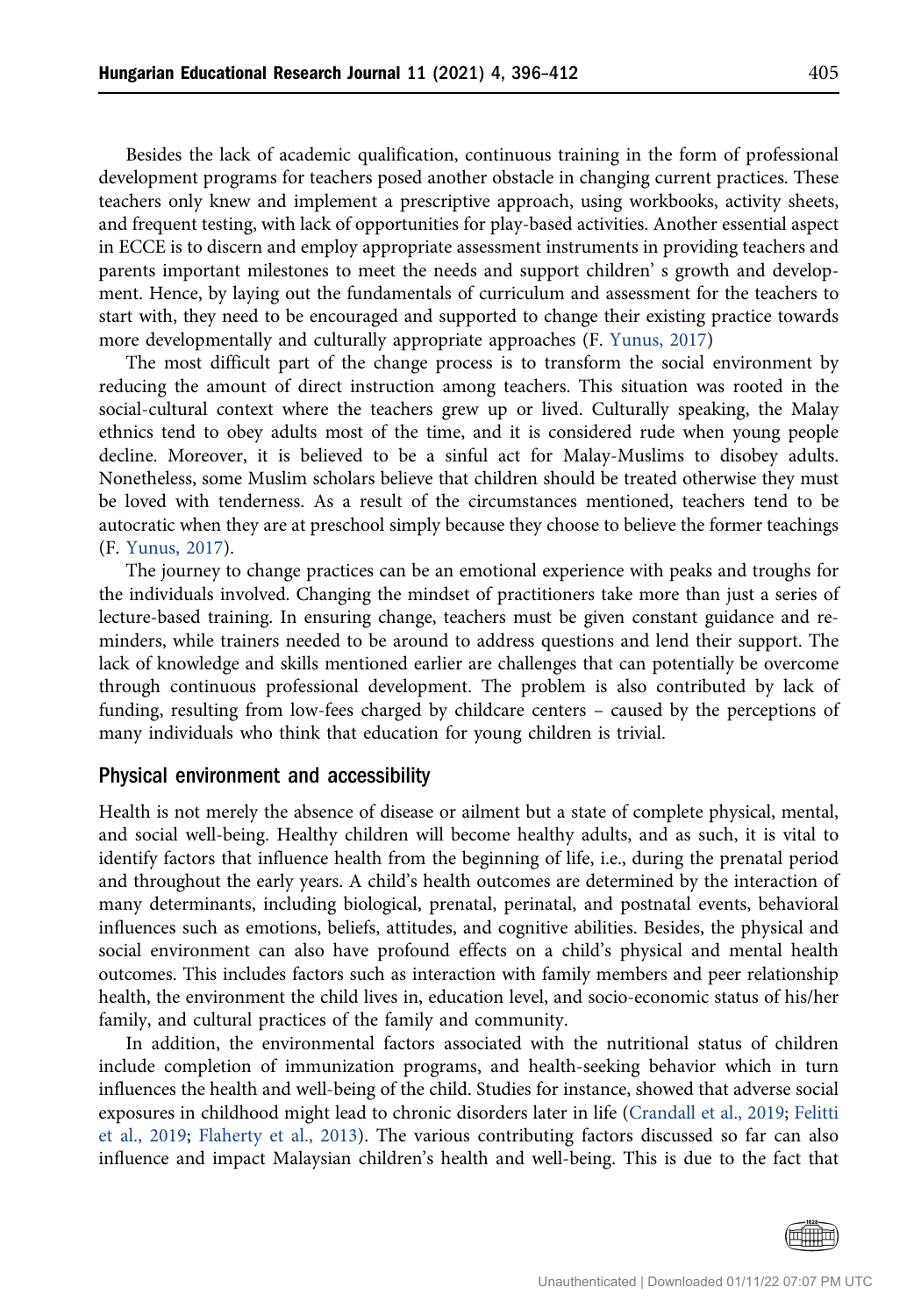Besides the lack of academic qualification, continuous training in the form of professional development programs for teachers posed another obstacle in changing current practices. These teachers only knew and implement a prescriptive approach, using workbooks, activity sheets, and frequent testing, with lack of opportunities for play-based activities. Another essential aspect in ECCE is to discern and employ appropriate assessment instruments in providing teachers and parents important milestones to meet the needs and support children' s growth and development. Hence, by laying out the fundamentals of curriculum and assessment for the teachers to start with, they need to be encouraged and supported to change their existing practice towards more developmentally and culturally appropriate approaches (F. Yunus, 2017)

The most difficult part of the change process is to transform the social environment by reducing the amount of direct instruction among teachers. This situation was rooted in the social-cultural context where the teachers grew up or lived. Culturally speaking, the Malay ethnics tend to obey adults most of the time, and it is considered rude when young people decline. Moreover, it is believed to be a sinful act for Malay-Muslims to disobey adults. Nonetheless, some Muslim scholars believe that children should be treated otherwise they must be loved with tenderness. As a result of the circumstances mentioned, teachers tend to be autocratic when they are at preschool simply because they choose to believe the former teachings (F. Yunus, 2017).

The journey to change practices can be an emotional experience with peaks and troughs for the individuals involved. Changing the mindset of practitioners take more than just a series of lecture-based training. In ensuring change, teachers must be given constant guidance and reminders, while trainers needed to be around to address questions and lend their support. The lack of knowledge and skills mentioned earlier are challenges that can potentially be overcome through continuous professional development. The problem is also contributed by lack of funding, resulting from low-fees charged by childcare centers – caused by the perceptions of many individuals who think that education for young children is trivial.

## Physical environment and accessibility

Health is not merely the absence of disease or ailment but a state of complete physical, mental, and social well-being. Healthy children will become healthy adults, and as such, it is vital to identify factors that influence health from the beginning of life, i.e., during the prenatal period and throughout the early years. A child's health outcomes are determined by the interaction of many determinants, including biological, prenatal, perinatal, and postnatal events, behavioral influences such as emotions, beliefs, attitudes, and cognitive abilities. Besides, the physical and social environment can also have profound effects on a child's physical and mental health outcomes. This includes factors such as interaction with family members and peer relationship health, the environment the child lives in, education level, and socio-economic status of his/her family, and cultural practices of the family and community.

In addition, the environmental factors associated with the nutritional status of children include completion of immunization programs, and health-seeking behavior which in turn influences the health and well-being of the child. Studies for instance, showed that adverse social exposures in childhood might lead to chronic disorders later in life (Crandall et al., 2019; Felitti et al., 2019; Flaherty et al., 2013). The various contributing factors discussed so far can also influence and impact Malaysian children's health and well-being. This is due to the fact that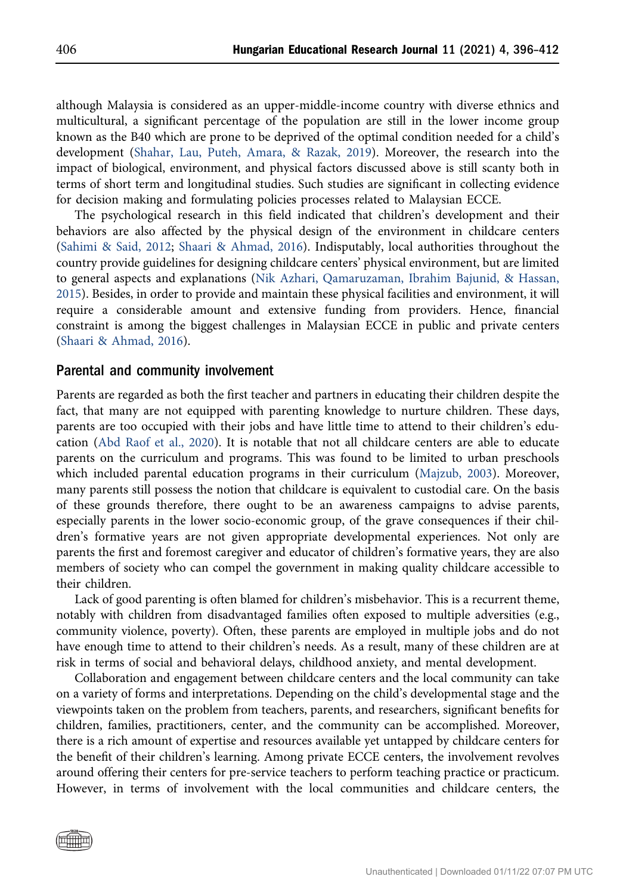although Malaysia is considered as an upper-middle-income country with diverse ethnics and multicultural, a significant percentage of the population are still in the lower income group known as the B40 which are prone to be deprived of the optimal condition needed for a child's development (Shahar, Lau, Puteh, Amara, & Razak, 2019). Moreover, the research into the impact of biological, environment, and physical factors discussed above is still scanty both in terms of short term and longitudinal studies. Such studies are significant in collecting evidence for decision making and formulating policies processes related to Malaysian ECCE.

The psychological research in this field indicated that children's development and their behaviors are also affected by the physical design of the environment in childcare centers (Sahimi & Said, 2012; Shaari & Ahmad, 2016). Indisputably, local authorities throughout the country provide guidelines for designing childcare centers' physical environment, but are limited to general aspects and explanations (Nik Azhari, Qamaruzaman, Ibrahim Bajunid, & Hassan, 2015). Besides, in order to provide and maintain these physical facilities and environment, it will require a considerable amount and extensive funding from providers. Hence, financial constraint is among the biggest challenges in Malaysian ECCE in public and private centers (Shaari & Ahmad, 2016).

## Parental and community involvement

Parents are regarded as both the first teacher and partners in educating their children despite the fact, that many are not equipped with parenting knowledge to nurture children. These days, parents are too occupied with their jobs and have little time to attend to their children's education (Abd Raof et al., 2020). It is notable that not all childcare centers are able to educate parents on the curriculum and programs. This was found to be limited to urban preschools which included parental education programs in their curriculum (Majzub, 2003). Moreover, many parents still possess the notion that childcare is equivalent to custodial care. On the basis of these grounds therefore, there ought to be an awareness campaigns to advise parents, especially parents in the lower socio-economic group, of the grave consequences if their children's formative years are not given appropriate developmental experiences. Not only are parents the first and foremost caregiver and educator of children's formative years, they are also members of society who can compel the government in making quality childcare accessible to their children.

Lack of good parenting is often blamed for children's misbehavior. This is a recurrent theme, notably with children from disadvantaged families often exposed to multiple adversities (e.g., community violence, poverty). Often, these parents are employed in multiple jobs and do not have enough time to attend to their children's needs. As a result, many of these children are at risk in terms of social and behavioral delays, childhood anxiety, and mental development.

Collaboration and engagement between childcare centers and the local community can take on a variety of forms and interpretations. Depending on the child's developmental stage and the viewpoints taken on the problem from teachers, parents, and researchers, significant benefits for children, families, practitioners, center, and the community can be accomplished. Moreover, there is a rich amount of expertise and resources available yet untapped by childcare centers for the benefit of their children's learning. Among private ECCE centers, the involvement revolves around offering their centers for pre-service teachers to perform teaching practice or practicum. However, in terms of involvement with the local communities and childcare centers, the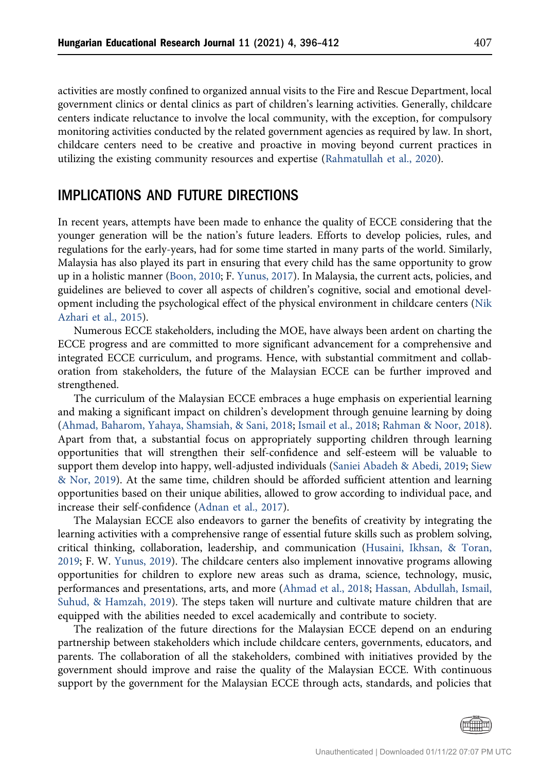activities are mostly confined to organized annual visits to the Fire and Rescue Department, local government clinics or dental clinics as part of children's learning activities. Generally, childcare centers indicate reluctance to involve the local community, with the exception, for compulsory monitoring activities conducted by the related government agencies as required by law. In short, childcare centers need to be creative and proactive in moving beyond current practices in utilizing the existing community resources and expertise (Rahmatullah et al., 2020).

## IMPLICATIONS AND FUTURE DIRECTIONS

In recent years, attempts have been made to enhance the quality of ECCE considering that the younger generation will be the nation's future leaders. Efforts to develop policies, rules, and regulations for the early-years, had for some time started in many parts of the world. Similarly, Malaysia has also played its part in ensuring that every child has the same opportunity to grow up in a holistic manner (Boon, 2010; F. Yunus, 2017). In Malaysia, the current acts, policies, and guidelines are believed to cover all aspects of children's cognitive, social and emotional development including the psychological effect of the physical environment in childcare centers (Nik Azhari et al., 2015).

Numerous ECCE stakeholders, including the MOE, have always been ardent on charting the ECCE progress and are committed to more significant advancement for a comprehensive and integrated ECCE curriculum, and programs. Hence, with substantial commitment and collaboration from stakeholders, the future of the Malaysian ECCE can be further improved and strengthened.

The curriculum of the Malaysian ECCE embraces a huge emphasis on experiential learning and making a significant impact on children's development through genuine learning by doing (Ahmad, Baharom, Yahaya, Shamsiah, & Sani, 2018; Ismail et al., 2018; Rahman & Noor, 2018). Apart from that, a substantial focus on appropriately supporting children through learning opportunities that will strengthen their self-confidence and self-esteem will be valuable to support them develop into happy, well-adjusted individuals (Saniei Abadeh & Abedi, 2019; Siew & Nor, 2019). At the same time, children should be afforded sufficient attention and learning opportunities based on their unique abilities, allowed to grow according to individual pace, and increase their self-confidence (Adnan et al., 2017).

The Malaysian ECCE also endeavors to garner the benefits of creativity by integrating the learning activities with a comprehensive range of essential future skills such as problem solving, critical thinking, collaboration, leadership, and communication (Husaini, Ikhsan, & Toran, 2019; F. W. Yunus, 2019). The childcare centers also implement innovative programs allowing opportunities for children to explore new areas such as drama, science, technology, music, performances and presentations, arts, and more (Ahmad et al., 2018; Hassan, Abdullah, Ismail, Suhud, & Hamzah, 2019). The steps taken will nurture and cultivate mature children that are equipped with the abilities needed to excel academically and contribute to society.

The realization of the future directions for the Malaysian ECCE depend on an enduring partnership between stakeholders which include childcare centers, governments, educators, and parents. The collaboration of all the stakeholders, combined with initiatives provided by the government should improve and raise the quality of the Malaysian ECCE. With continuous support by the government for the Malaysian ECCE through acts, standards, and policies that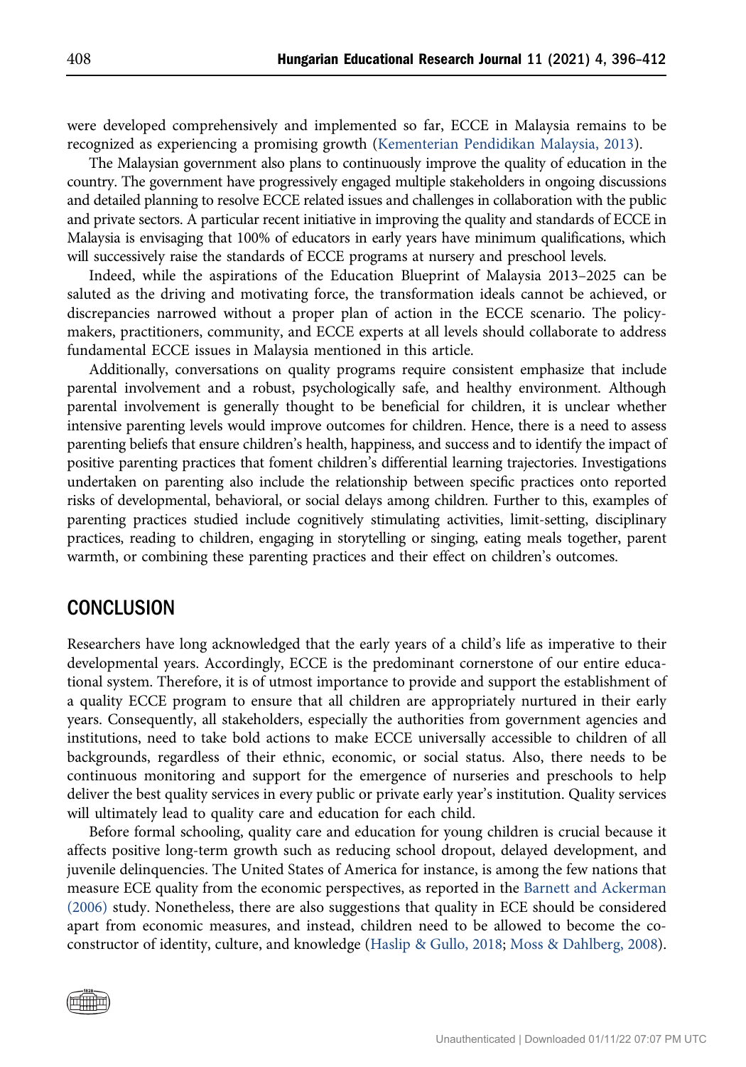were developed comprehensively and implemented so far, ECCE in Malaysia remains to be recognized as experiencing a promising growth (Kementerian Pendidikan Malaysia, 2013).

The Malaysian government also plans to continuously improve the quality of education in the country. The government have progressively engaged multiple stakeholders in ongoing discussions and detailed planning to resolve ECCE related issues and challenges in collaboration with the public and private sectors. A particular recent initiative in improving the quality and standards of ECCE in Malaysia is envisaging that 100% of educators in early years have minimum qualifications, which will successively raise the standards of ECCE programs at nursery and preschool levels.

Indeed, while the aspirations of the Education Blueprint of Malaysia 2013–2025 can be saluted as the driving and motivating force, the transformation ideals cannot be achieved, or discrepancies narrowed without a proper plan of action in the ECCE scenario. The policy-makers, practitioners, community, and ECCE experts at all levels should collaborate to address fundamental ECCE issues in Malaysia mentioned in this article.

Additionally, conversations on quality programs require consistent emphasize that include parental involvement and a robust, psychologically safe, and healthy environment. Although parental involvement is generally thought to be beneficial for children, it is unclear whether intensive parenting levels would improve outcomes for children. Hence, there is a need to assess parenting beliefs that ensure children's health, happiness, and success and to identify the impact of positive parenting practices that foment children's differential learning trajectories. Investigations undertaken on parenting also include the relationship between specific practices onto reported risks of developmental, behavioral, or social delays among children. Further to this, examples of parenting practices studied include cognitively stimulating activities, limit-setting, disciplinary practices, reading to children, engaging in storytelling or singing, eating meals together, parent warmth, or combining these parenting practices and their effect on children's outcomes.

## CONCLUSION

Researchers have long acknowledged that the early years of a child's life as imperative to their developmental years. Accordingly, ECCE is the predominant cornerstone of our entire educational system. Therefore, it is of utmost importance to provide and support the establishment of a quality ECCE program to ensure that all children are appropriately nurtured in their early years. Consequently, all stakeholders, especially the authorities from government agencies and institutions, need to take bold actions to make ECCE universally accessible to children of all backgrounds, regardless of their ethnic, economic, or social status. Also, there needs to be continuous monitoring and support for the emergence of nurseries and preschools to help deliver the best quality services in every public or private early year's institution. Quality services will ultimately lead to quality care and education for each child.

Before formal schooling, quality care and education for young children is crucial because it affects positive long-term growth such as reducing school dropout, delayed development, and juvenile delinquencies. The United States of America for instance, is among the few nations that measure ECE quality from the economic perspectives, as reported in the Barnett and Ackerman (2006) study. Nonetheless, there are also suggestions that quality in ECE should be considered apart from economic measures, and instead, children need to be allowed to become the co-constructor of identity, culture, and knowledge (Haslip & Gullo, 2018; Moss & Dahlberg, 2008).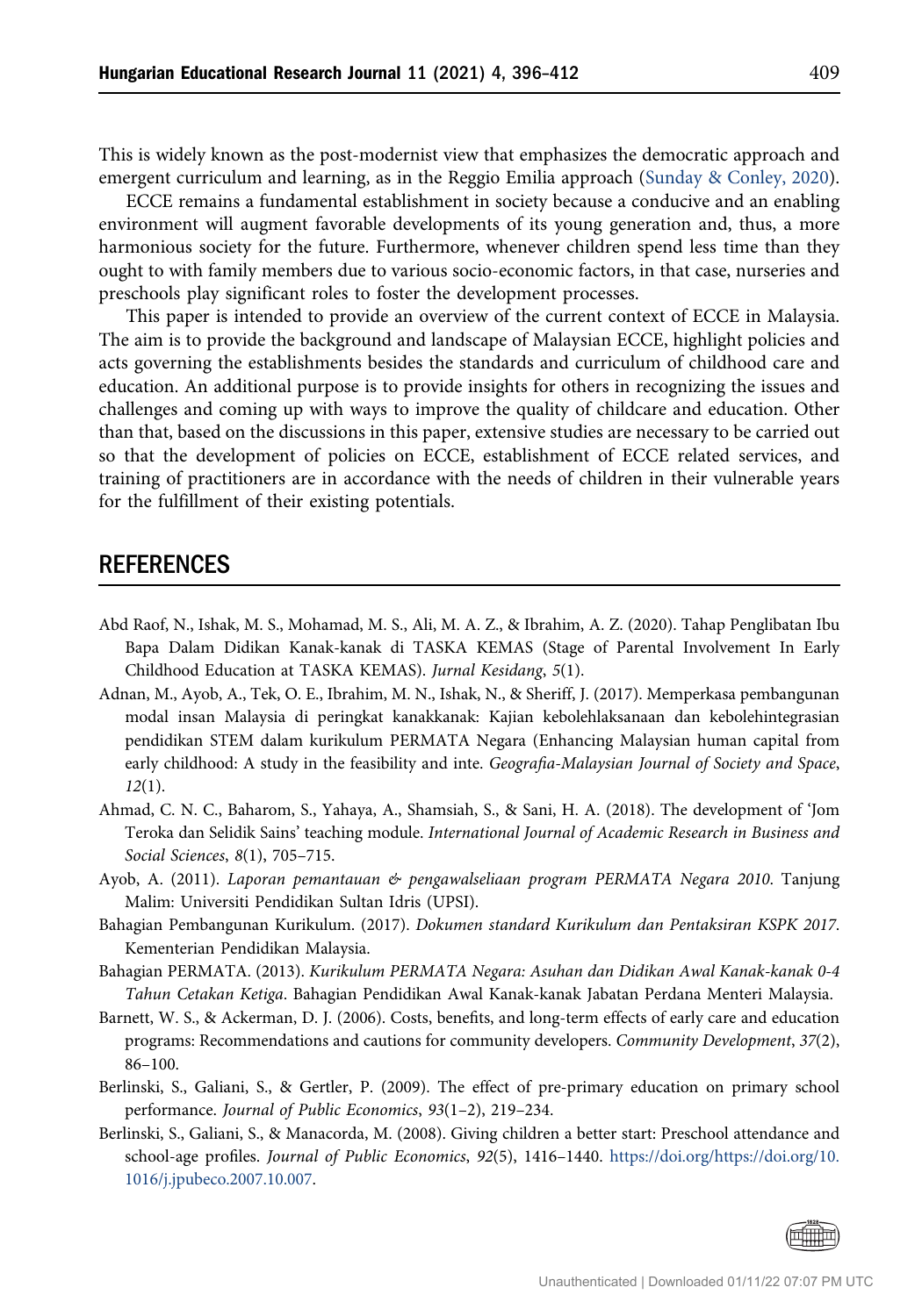This is widely known as the post-modernist view that emphasizes the democratic approach and emergent curriculum and learning, as in the Reggio Emilia approach (Sunday & Conley, 2020).

ECCE remains a fundamental establishment in society because a conducive and an enabling environment will augment favorable developments of its young generation and, thus, a more harmonious society for the future. Furthermore, whenever children spend less time than they ought to with family members due to various socio-economic factors, in that case, nurseries and preschools play significant roles to foster the development processes.

This paper is intended to provide an overview of the current context of ECCE in Malaysia. The aim is to provide the background and landscape of Malaysian ECCE, highlight policies and acts governing the establishments besides the standards and curriculum of childhood care and education. An additional purpose is to provide insights for others in recognizing the issues and challenges and coming up with ways to improve the quality of childcare and education. Other than that, based on the discussions in this paper, extensive studies are necessary to be carried out so that the development of policies on ECCE, establishment of ECCE related services, and training of practitioners are in accordance with the needs of children in their vulnerable years for the fulfillment of their existing potentials.

## REFERENCES

Abd Raof, N., Ishak, M. S., Mohamad, M. S., Ali, M. A. Z., & Ibrahim, A. Z. (2020). Tahap Penglibatan Ibu Bapa Dalam Didikan Kanak-kanak di TASKA KEMAS (Stage of Parental Involvement In Early Childhood Education at TASKA KEMAS). *Jurnal Kesidang*, *5*(1).

Adnan, M., Ayob, A., Tek, O. E., Ibrahim, M. N., Ishak, N., & Sheriff, J. (2017). Memperkasa pembangunan modal insan Malaysia di peringkat kanakkanak: Kajian kebolehlaksanaan dan kebolehintegrasian pendidikan STEM dalam kurikulum PERMATA Negara (Enhancing Malaysian human capital from early childhood: A study in the feasibility and inte. *Geografia-Malaysian Journal of Society and Space*, *12*(1).

Ahmad, C. N. C., Baharom, S., Yahaya, A., Shamsiah, S., & Sani, H. A. (2018). The development of 'Jom Teroka dan Selidik Sains' teaching module. *International Journal of Academic Research in Business and Social Sciences*, *8*(1), 705–715.

Ayob, A. (2011). *Laporan pemantauan & pengawalseliaan program PERMATA Negara 2010*. Tanjung Malim: Universiti Pendidikan Sultan Idris (UPSI).

Bahagian Pembangunan Kurikulum. (2017). *Dokumen standard Kurikulum dan Pentaksiran KSPK 2017*. Kementerian Pendidikan Malaysia.

Bahagian PERMATA. (2013). *Kurikulum PERMATA Negara: Asuhan dan Didikan Awal Kanak-kanak 0-4 Tahun Cetakan Ketiga*. Bahagian Pendidikan Awal Kanak-kanak Jabatan Perdana Menteri Malaysia.

Barnett, W. S., & Ackerman, D. J. (2006). Costs, benefits, and long-term effects of early care and education programs: Recommendations and cautions for community developers. *Community Development*, *37*(2), 86–100.

Berlinski, S., Galiani, S., & Gertler, P. (2009). The effect of pre-primary education on primary school performance. *Journal of Public Economics*, *93*(1–2), 219–234.

Berlinski, S., Galiani, S., & Manacorda, M. (2008). Giving children a better start: Preschool attendance and school-age profiles. *Journal of Public Economics*, *92*(5), 1416–1440. https://doi.org/https://doi.org/10.1016/j.jpubeco.2007.10.007.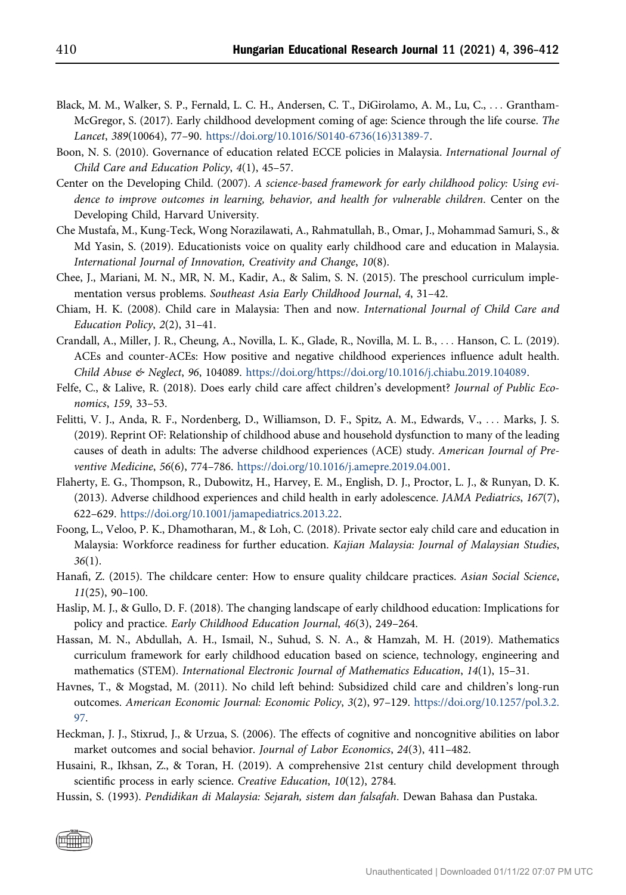Black, M. M., Walker, S. P., Fernald, L. C. H., Andersen, C. T., DiGirolamo, A. M., Lu, C., . . . Grantham-McGregor, S. (2017). Early childhood development coming of age: Science through the life course. *The Lancet*, *389*(10064), 77–90. https://doi.org/10.1016/S0140-6736(16)31389-7.

Boon, N. S. (2010). Governance of education related ECCE policies in Malaysia. *International Journal of Child Care and Education Policy*, *4*(1), 45–57.

Center on the Developing Child. (2007). *A science-based framework for early childhood policy: Using evidence to improve outcomes in learning, behavior, and health for vulnerable children*. Center on the Developing Child, Harvard University.

Che Mustafa, M., Kung-Teck, Wong Norazilawati, A., Rahmatullah, B., Omar, J., Mohammad Samuri, S., & Md Yasin, S. (2019). Educationists voice on quality early childhood care and education in Malaysia. *International Journal of Innovation, Creativity and Change*, *10*(8).

Chee, J., Mariani, M. N., MR, N. M., Kadir, A., & Salim, S. N. (2015). The preschool curriculum implementation versus problems. *Southeast Asia Early Childhood Journal*, *4*, 31–42.

Chiam, H. K. (2008). Child care in Malaysia: Then and now. *International Journal of Child Care and Education Policy*, *2*(2), 31–41.

Crandall, A., Miller, J. R., Cheung, A., Novilla, L. K., Glade, R., Novilla, M. L. B., . . . Hanson, C. L. (2019). ACEs and counter-ACEs: How positive and negative childhood experiences influence adult health. *Child Abuse & Neglect*, *96*, 104089. https://doi.org/https://doi.org/10.1016/j.chiabu.2019.104089.

Felfe, C., & Lalive, R. (2018). Does early child care affect children's development? *Journal of Public Economics*, *159*, 33–53.

Felitti, V. J., Anda, R. F., Nordenberg, D., Williamson, D. F., Spitz, A. M., Edwards, V., . . . Marks, J. S. (2019). Reprint OF: Relationship of childhood abuse and household dysfunction to many of the leading causes of death in adults: The adverse childhood experiences (ACE) study. *American Journal of Preventive Medicine*, *56*(6), 774–786. https://doi.org/10.1016/j.amepre.2019.04.001.

Flaherty, E. G., Thompson, R., Dubowitz, H., Harvey, E. M., English, D. J., Proctor, L. J., & Runyan, D. K. (2013). Adverse childhood experiences and child health in early adolescence. *JAMA Pediatrics*, *167*(7), 622–629. https://doi.org/10.1001/jamapediatrics.2013.22.

Foong, L., Veloo, P. K., Dhamotharan, M., & Loh, C. (2018). Private sector ealy child care and education in Malaysia: Workforce readiness for further education. *Kajian Malaysia: Journal of Malaysian Studies*, *36*(1).

Hanafi, Z. (2015). The childcare center: How to ensure quality childcare practices. *Asian Social Science*, *11*(25), 90–100.

Haslip, M. J., & Gullo, D. F. (2018). The changing landscape of early childhood education: Implications for policy and practice. *Early Childhood Education Journal*, *46*(3), 249–264.

Hassan, M. N., Abdullah, A. H., Ismail, N., Suhud, S. N. A., & Hamzah, M. H. (2019). Mathematics curriculum framework for early childhood education based on science, technology, engineering and mathematics (STEM). *International Electronic Journal of Mathematics Education*, *14*(1), 15–31.

Havnes, T., & Mogstad, M. (2011). No child left behind: Subsidized child care and children's long-run outcomes. *American Economic Journal: Economic Policy*, *3*(2), 97–129. https://doi.org/10.1257/pol.3.2.97.

Heckman, J. J., Stixrud, J., & Urzua, S. (2006). The effects of cognitive and noncognitive abilities on labor market outcomes and social behavior. *Journal of Labor Economics*, *24*(3), 411–482.

Husaini, R., Ikhsan, Z., & Toran, H. (2019). A comprehensive 21st century child development through scientific process in early science. *Creative Education*, *10*(12), 2784.

Hussin, S. (1993). *Pendidikan di Malaysia: Sejarah, sistem dan falsafah*. Dewan Bahasa dan Pustaka.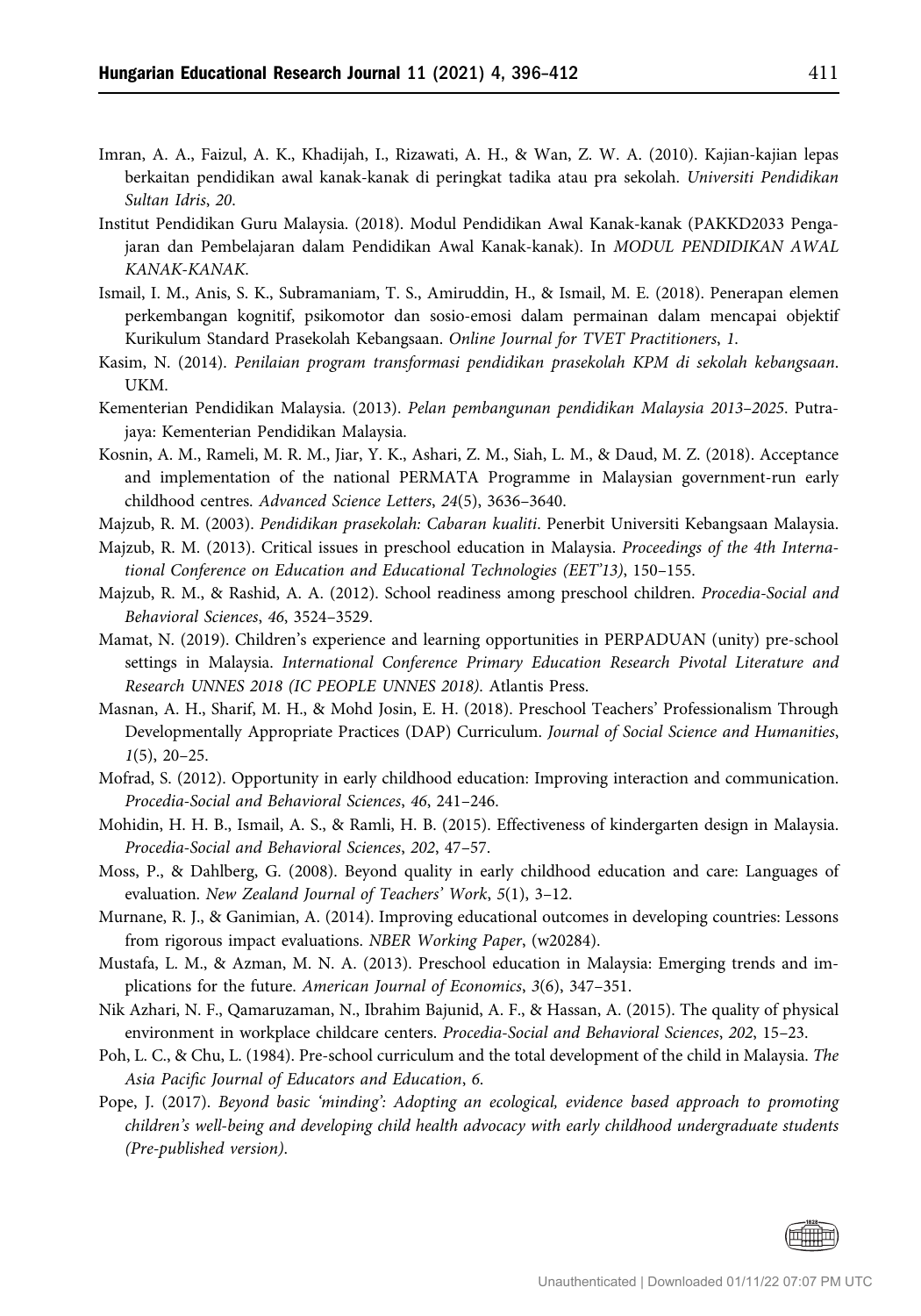Imran, A. A., Faizul, A. K., Khadijah, I., Rizawati, A. H., & Wan, Z. W. A. (2010). Kajian-kajian lepas berkaitan pendidikan awal kanak-kanak di peringkat tadika atau pra sekolah. *Universiti Pendidikan Sultan Idris*, *20*.

Institut Pendidikan Guru Malaysia. (2018). Modul Pendidikan Awal Kanak-kanak (PAKKD2033 Pengajaran dan Pembelajaran dalam Pendidikan Awal Kanak-kanak). In *MODUL PENDIDIKAN AWAL KANAK-KANAK*.

Ismail, I. M., Anis, S. K., Subramaniam, T. S., Amiruddin, H., & Ismail, M. E. (2018). Penerapan elemen perkembangan kognitif, psikomotor dan sosio-emosi dalam permainan dalam mencapai objektif Kurikulum Standard Prasekolah Kebangsaan. *Online Journal for TVET Practitioners*, *1*.

Kasim, N. (2014). *Penilaian program transformasi pendidikan prasekolah KPM di sekolah kebangsaan*. UKM.

Kementerian Pendidikan Malaysia. (2013). *Pelan pembangunan pendidikan Malaysia 2013–2025*. Putrajaya: Kementerian Pendidikan Malaysia.

Kosnin, A. M., Rameli, M. R. M., Jiar, Y. K., Ashari, Z. M., Siah, L. M., & Daud, M. Z. (2018). Acceptance and implementation of the national PERMATA Programme in Malaysian government-run early childhood centres. *Advanced Science Letters*, *24*(5), 3636–3640.

Majzub, R. M. (2003). *Pendidikan prasekolah: Cabaran kualiti*. Penerbit Universiti Kebangsaan Malaysia.

Majzub, R. M. (2013). Critical issues in preschool education in Malaysia. *Proceedings of the 4th International Conference on Education and Educational Technologies (EET'13)*, 150–155.

Majzub, R. M., & Rashid, A. A. (2012). School readiness among preschool children. *Procedia-Social and Behavioral Sciences*, *46*, 3524–3529.

Mamat, N. (2019). Children's experience and learning opportunities in PERPADUAN (unity) pre-school settings in Malaysia. *International Conference Primary Education Research Pivotal Literature and Research UNNES 2018 (IC PEOPLE UNNES 2018)*. Atlantis Press.

Masnan, A. H., Sharif, M. H., & Mohd Josin, E. H. (2018). Preschool Teachers' Professionalism Through Developmentally Appropriate Practices (DAP) Curriculum. *Journal of Social Science and Humanities*, *1*(5), 20–25.

Mofrad, S. (2012). Opportunity in early childhood education: Improving interaction and communication. *Procedia-Social and Behavioral Sciences*, *46*, 241–246.

Mohidin, H. H. B., Ismail, A. S., & Ramli, H. B. (2015). Effectiveness of kindergarten design in Malaysia. *Procedia-Social and Behavioral Sciences*, *202*, 47–57.

Moss, P., & Dahlberg, G. (2008). Beyond quality in early childhood education and care: Languages of evaluation. *New Zealand Journal of Teachers' Work*, *5*(1), 3–12.

Murnane, R. J., & Ganimian, A. (2014). Improving educational outcomes in developing countries: Lessons from rigorous impact evaluations. *NBER Working Paper*, (w20284).

Mustafa, L. M., & Azman, M. N. A. (2013). Preschool education in Malaysia: Emerging trends and implications for the future. *American Journal of Economics*, *3*(6), 347–351.

Nik Azhari, N. F., Qamaruzaman, N., Ibrahim Bajunid, A. F., & Hassan, A. (2015). The quality of physical environment in workplace childcare centers. *Procedia-Social and Behavioral Sciences*, *202*, 15–23.

Poh, L. C., & Chu, L. (1984). Pre-school curriculum and the total development of the child in Malaysia. *The Asia Pacific Journal of Educators and Education*, *6*.

Pope, J. (2017). *Beyond basic 'minding': Adopting an ecological, evidence based approach to promoting children's well-being and developing child health advocacy with early childhood undergraduate students (Pre-published version)*.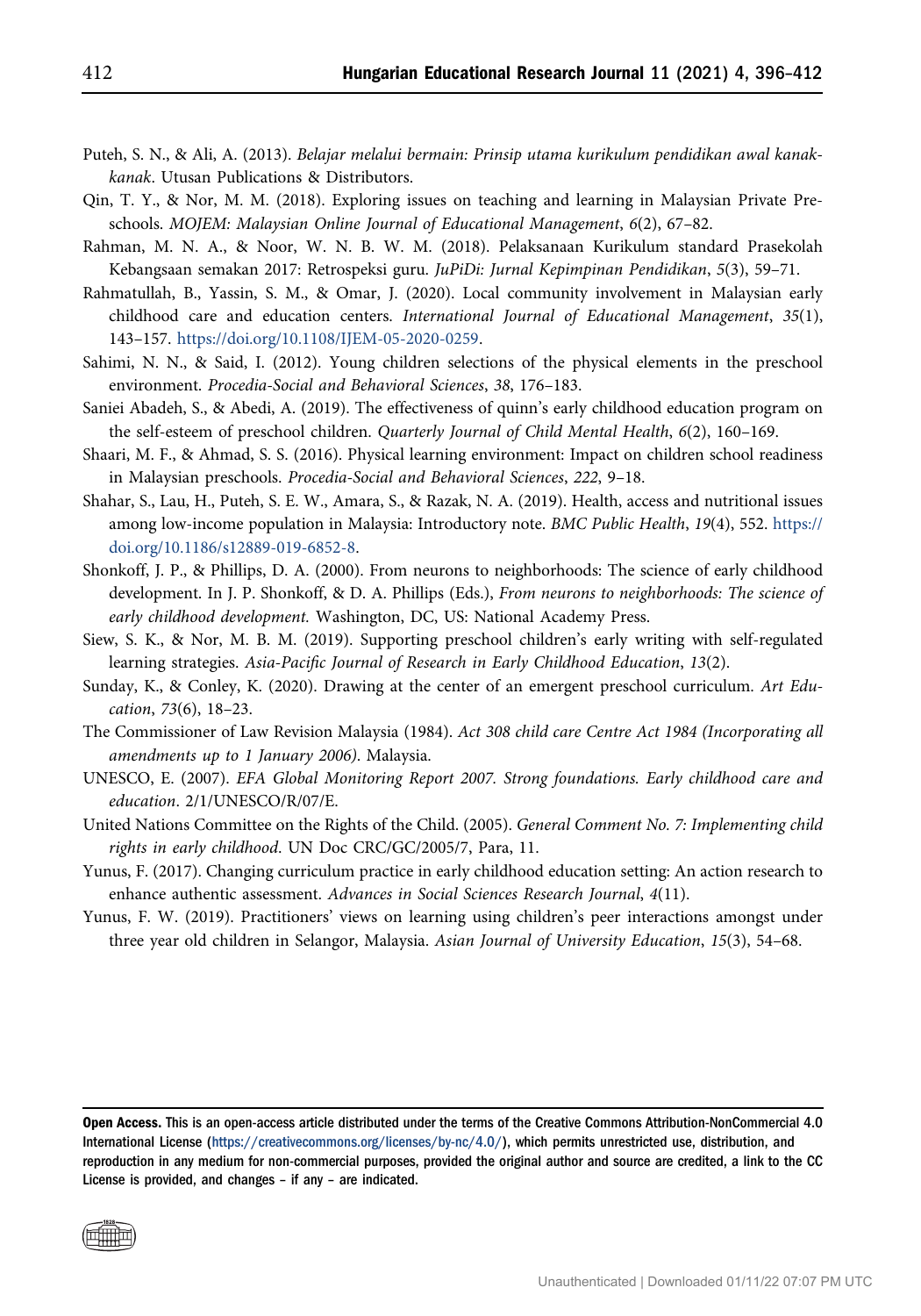Puteh, S. N., & Ali, A. (2013). *Belajar melalui bermain: Prinsip utama kurikulum pendidikan awal kanak-kanak*. Utusan Publications & Distributors.

Qin, T. Y., & Nor, M. M. (2018). Exploring issues on teaching and learning in Malaysian Private Pre-schools. *MOJEM: Malaysian Online Journal of Educational Management*, *6*(2), 67–82.

Rahman, M. N. A., & Noor, W. N. B. W. M. (2018). Pelaksanaan Kurikulum standard Prasekolah Kebangsaan semakan 2017: Retrospeksi guru. *JuPiDi: Jurnal Kepimpinan Pendidikan*, *5*(3), 59–71.

Rahmatullah, B., Yassin, S. M., & Omar, J. (2020). Local community involvement in Malaysian early childhood care and education centers. *International Journal of Educational Management*, *35*(1), 143–157. https://doi.org/10.1108/IJEM-05-2020-0259.

Sahimi, N. N., & Said, I. (2012). Young children selections of the physical elements in the preschool environment. *Procedia-Social and Behavioral Sciences*, *38*, 176–183.

Saniei Abadeh, S., & Abedi, A. (2019). The effectiveness of quinn's early childhood education program on the self-esteem of preschool children. *Quarterly Journal of Child Mental Health*, *6*(2), 160–169.

Shaari, M. F., & Ahmad, S. S. (2016). Physical learning environment: Impact on children school readiness in Malaysian preschools. *Procedia-Social and Behavioral Sciences*, *222*, 9–18.

Shahar, S., Lau, H., Puteh, S. E. W., Amara, S., & Razak, N. A. (2019). Health, access and nutritional issues among low-income population in Malaysia: Introductory note. *BMC Public Health*, *19*(4), 552. https://doi.org/10.1186/s12889-019-6852-8.

Shonkoff, J. P., & Phillips, D. A. (2000). From neurons to neighborhoods: The science of early childhood development. In J. P. Shonkoff, & D. A. Phillips (Eds.), *From neurons to neighborhoods: The science of early childhood development.* Washington, DC, US: National Academy Press.

Siew, S. K., & Nor, M. B. M. (2019). Supporting preschool children's early writing with self-regulated learning strategies. *Asia-Pacific Journal of Research in Early Childhood Education*, *13*(2).

Sunday, K., & Conley, K. (2020). Drawing at the center of an emergent preschool curriculum. *Art Education*, *73*(6), 18–23.

The Commissioner of Law Revision Malaysia (1984). *Act 308 child care Centre Act 1984 (Incorporating all amendments up to 1 January 2006)*. Malaysia.

UNESCO, E. (2007). *EFA Global Monitoring Report 2007. Strong foundations. Early childhood care and education*. 2/1/UNESCO/R/07/E.

United Nations Committee on the Rights of the Child. (2005). *General Comment No. 7: Implementing child rights in early childhood*. UN Doc CRC/GC/2005/7, Para, 11.

Yunus, F. (2017). Changing curriculum practice in early childhood education setting: An action research to enhance authentic assessment. *Advances in Social Sciences Research Journal*, *4*(11).

Yunus, F. W. (2019). Practitioners' views on learning using children's peer interactions amongst under three year old children in Selangor, Malaysia. *Asian Journal of University Education*, *15*(3), 54–68.

**Open Access.** This is an open-access article distributed under the terms of the Creative Commons Attribution-NonCommercial 4.0 International License (https://creativecommons.org/licenses/by-nc/4.0/), which permits unrestricted use, distribution, and reproduction in any medium for non-commercial purposes, provided the original author and source are credited, a link to the CC License is provided, and changes – if any – are indicated.